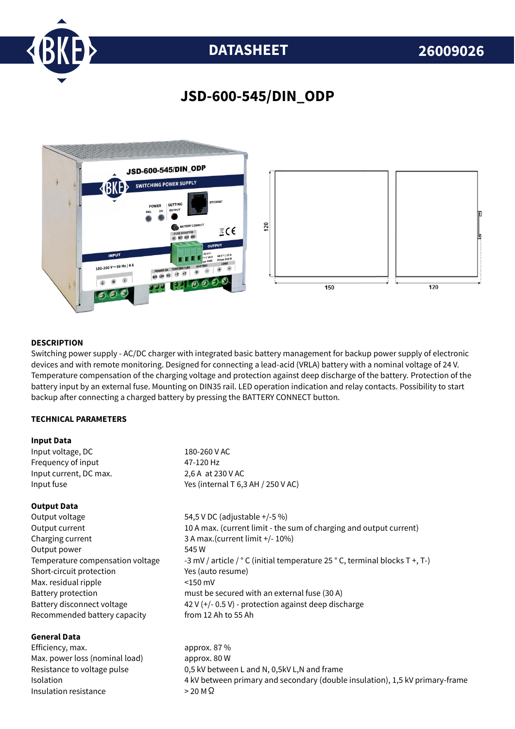DATASHEET 26009026

# JSD-600-545/DIN_ODP

## DESCRIPTION

Switching power supply - AC/DC charger with integrated basic battery management for backup power supply of electronic devices and with remote monitoring. Designed for connecting a lead-acid (VRLA) battery with a nominal voltage of 24 V. Temperature compensation of the charging voltage and protection against deep discharge of the battery. Protection of the battery input by an external fuse. Mounting on DIN35 rail. LED operation indication and relay contacts. Possibility to start backup after connecting a charged battery by pressing the BATTERY CONNECT button.

## TECHNICAL PARAMETERS

### Input Data

| | |
|---|---|
| Input voltage, DC | 180-260 V AC |
| Frequency of input | 47-120 Hz |
| Input current, DC max. | 2,6 A at 230 V AC |
| Input fuse | Yes (internal T 6,3 AH / 250 V AC) |

### Output Data

| | |
|---|---|
| Output voltage | 54,5 V DC (adjustable +/-5 %) |
| Output current | 10 A max. (current limit - the sum of charging and output current) |
| Charging current | 3 A max.(current limit +/- 10%) |
| Output power | 545 W |
| Temperature compensation voltage | -3 mV / article / ° C (initial temperature 25 ° C, terminal blocks T +, T-) |
| Short-circuit protection | Yes (auto resume) |
| Max. residual ripple | <150 mV |
| Battery protection | must be secured with an external fuse (30 A) |
| Battery disconnect voltage | 42 V (+/- 0.5 V) - protection against deep discharge |
| Recommended battery capacity | from 12 Ah to 55 Ah |

### General Data

| | |
|---|---|
| Efficiency, max. | approx. 87 % |
| Max. power loss (nominal load) | approx. 80 W |
| Resistance to voltage pulse | 0,5 kV between L and N, 0,5kV L,N and frame |
| Isolation | 4 kV between primary and secondary (double insulation), 1,5 kV primary-frame |
| Insulation resistance | > 20 MΩ |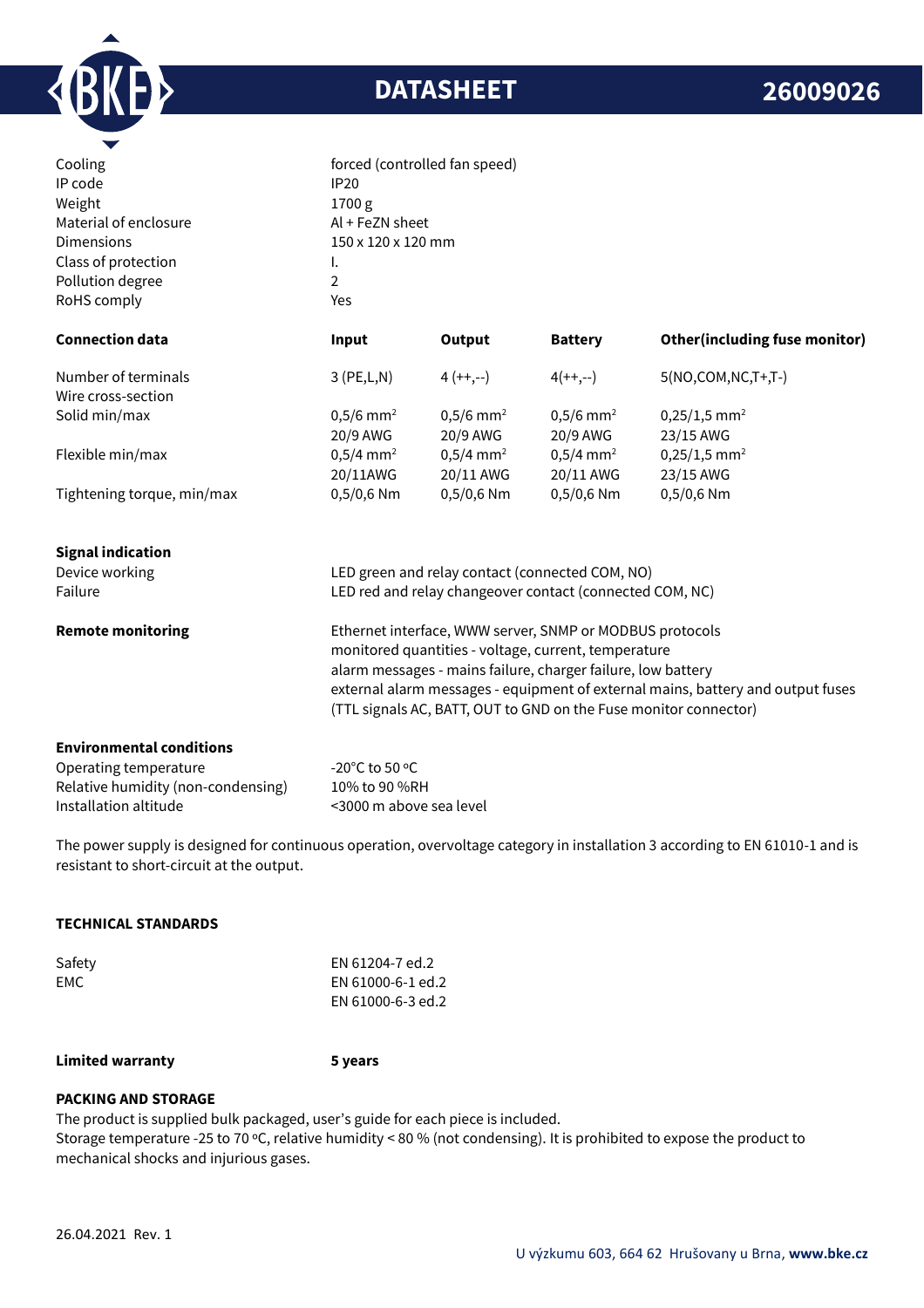| | |
|---|---|
| Cooling | forced (controlled fan speed) |
| IP code | IP20 |
| Weight | 1700 g |
| Material of enclosure | Al + FeZN sheet |
| Dimensions | 150 x 120 x 120 mm |
| Class of protection | I. |
| Pollution degree | 2 |
| RoHS comply | Yes |

| **Connection data** | **Input** | **Output** | **Battery** | **Other(including fuse monitor)** |
|---|---|---|---|---|
| Number of terminals | 3 (PE,L,N) | 4 (++,--) | 4(++,--) | 5(NO,COM,NC,T+,T-) |
| Wire cross-section | | | | |
| Solid min/max | 0,5/6 $mm^2$ 20/9 AWG | 0,5/6 $mm^2$ 20/9 AWG | 0,5/6 $mm^2$ 20/9 AWG | 0,25/1,5 $mm^2$ 23/15 AWG |
| Flexible min/max | 0,5/4 $mm^2$ 20/11AWG | 0,5/4 $mm^2$ 20/11 AWG | 0,5/4 $mm^2$ 20/11 AWG | 0,25/1,5 $mm^2$ 23/15 AWG |
| Tightening torque, min/max | 0,5/0,6 Nm | 0,5/0,6 Nm | 0,5/0,6 Nm | 0,5/0,6 Nm |

**Signal indication**

| | |
|---|---|
| Device working | LED green and relay contact (connected COM, NO) |
| Failure | LED red and relay changeover contact (connected COM, NC) |

**Remote monitoring**

Ethernet interface, WWW server, SNMP or MODBUS protocols
monitored quantities - voltage, current, temperature
alarm messages - mains failure, charger failure, low battery
external alarm messages - equipment of external mains, battery and output fuses
(TTL signals AC, BATT, OUT to GND on the Fuse monitor connector)

**Environmental conditions**

| | |
|---|---|
| Operating temperature | -20°C to 50 °C |
| Relative humidity (non-condensing) | 10% to 90 %RH |
| Installation altitude | <3000 m above sea level |

The power supply is designed for continuous operation, overvoltage category in installation 3 according to EN 61010-1 and is resistant to short-circuit at the output.

**TECHNICAL STANDARDS**

| | |
|---|---|
| Safety | EN 61204-7 ed.2 |
| EMC | EN 61000-6-1 ed.2 |
| | EN 61000-6-3 ed.2 |

**Limited warranty** **5 years**

**PACKING AND STORAGE**

The product is supplied bulk packaged, user’s guide for each piece is included.
Storage temperature -25 to 70 °C, relative humidity < 80 % (not condensing). It is prohibited to expose the product to mechanical shocks and injurious gases.

26.04.2021 Rev. 1

U výzkumu 603, 664 62 Hrušovany u Brna, **www.bke.cz**